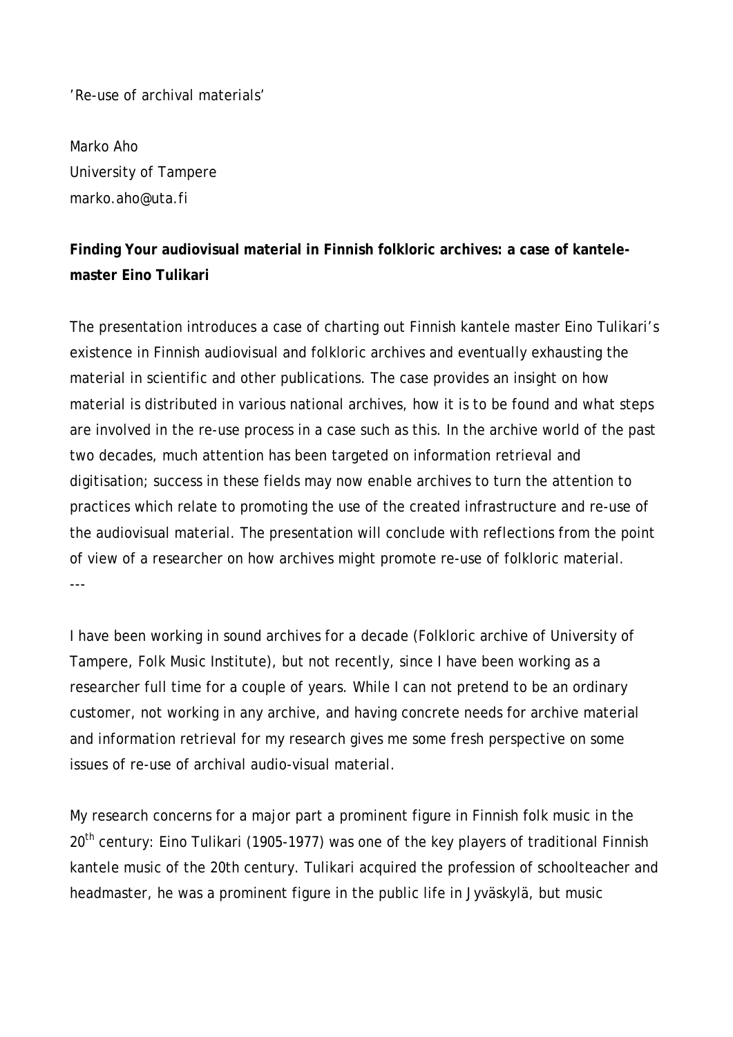’Re-use of archival materials’

Marko Aho
University of Tampere
marko.aho@uta.fi

**Finding Your audiovisual material in Finnish folkloric archives: a case of kantele-master Eino Tulikari**

The presentation introduces a case of charting out Finnish kantele master Eino Tulikari’s existence in Finnish audiovisual and folkloric archives and eventually exhausting the material in scientific and other publications. The case provides an insight on how material is distributed in various national archives, how it is to be found and what steps are involved in the re-use process in a case such as this. In the archive world of the past two decades, much attention has been targeted on information retrieval and digitisation; success in these fields may now enable archives to turn the attention to practices which relate to promoting the use of the created infrastructure and re-use of the audiovisual material. The presentation will conclude with reflections from the point of view of a researcher on how archives might promote re-use of folkloric material.

---

I have been working in sound archives for a decade (Folkloric archive of University of Tampere, Folk Music Institute), but not recently, since I have been working as a researcher full time for a couple of years. While I can not pretend to be an ordinary customer, not working in any archive, and having concrete needs for archive material and information retrieval for my research gives me some fresh perspective on some issues of re-use of archival audio-visual material.

My research concerns for a major part a prominent figure in Finnish folk music in the 20th century: Eino Tulikari (1905-1977) was one of the key players of traditional Finnish kantele music of the 20th century. Tulikari acquired the profession of schoolteacher and headmaster, he was a prominent figure in the public life in Jyväskylä, but music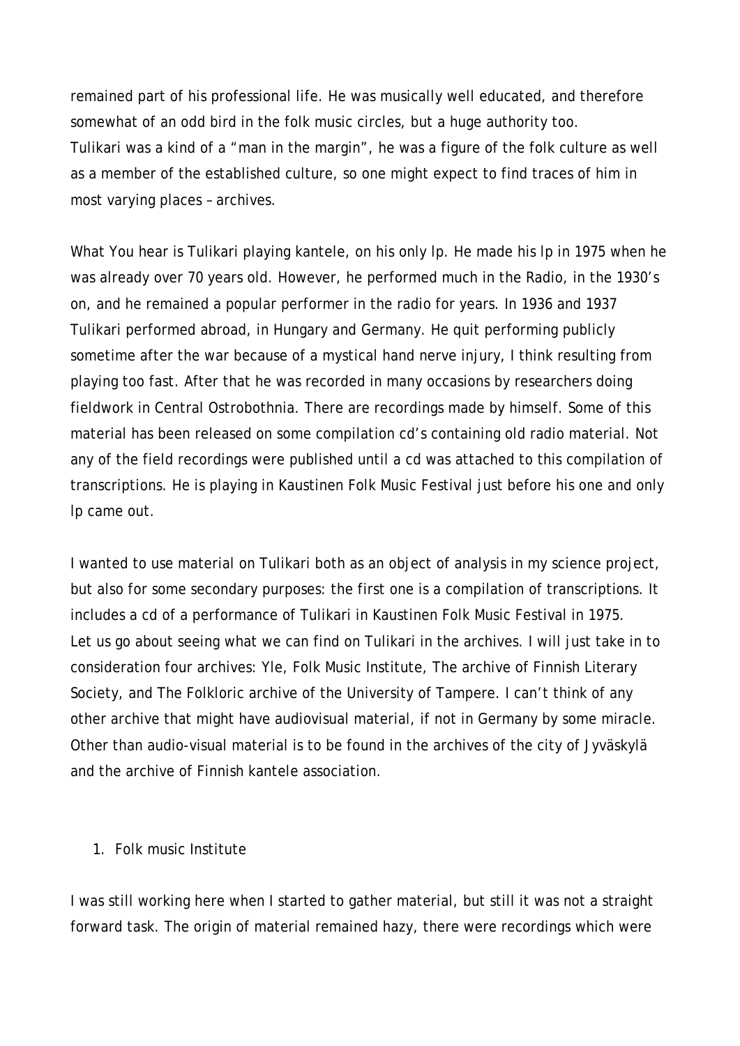remained part of his professional life. He was musically well educated, and therefore somewhat of an odd bird in the folk music circles, but a huge authority too. Tulikari was a kind of a "man in the margin", he was a figure of the folk culture as well as a member of the established culture, so one might expect to find traces of him in most varying places – archives.

What You hear is Tulikari playing kantele, on his only lp. He made his lp in 1975 when he was already over 70 years old. However, he performed much in the Radio, in the 1930's on, and he remained a popular performer in the radio for years. In 1936 and 1937 Tulikari performed abroad, in Hungary and Germany. He quit performing publicly sometime after the war because of a mystical hand nerve injury, I think resulting from playing too fast. After that he was recorded in many occasions by researchers doing fieldwork in Central Ostrobothnia. There are recordings made by himself. Some of this material has been released on some compilation cd's containing old radio material. Not any of the field recordings were published until a cd was attached to this compilation of transcriptions. He is playing in Kaustinen Folk Music Festival just before his one and only lp came out.

I wanted to use material on Tulikari both as an object of analysis in my science project, but also for some secondary purposes: the first one is a compilation of transcriptions. It includes a cd of a performance of Tulikari in Kaustinen Folk Music Festival in 1975. Let us go about seeing what we can find on Tulikari in the archives. I will just take in to consideration four archives: Yle, Folk Music Institute, The archive of Finnish Literary Society, and The Folkloric archive of the University of Tampere. I can't think of any other archive that might have audiovisual material, if not in Germany by some miracle. Other than audio-visual material is to be found in the archives of the city of Jyväskylä and the archive of Finnish kantele association.

1. Folk music Institute

I was still working here when I started to gather material, but still it was not a straight forward task. The origin of material remained hazy, there were recordings which were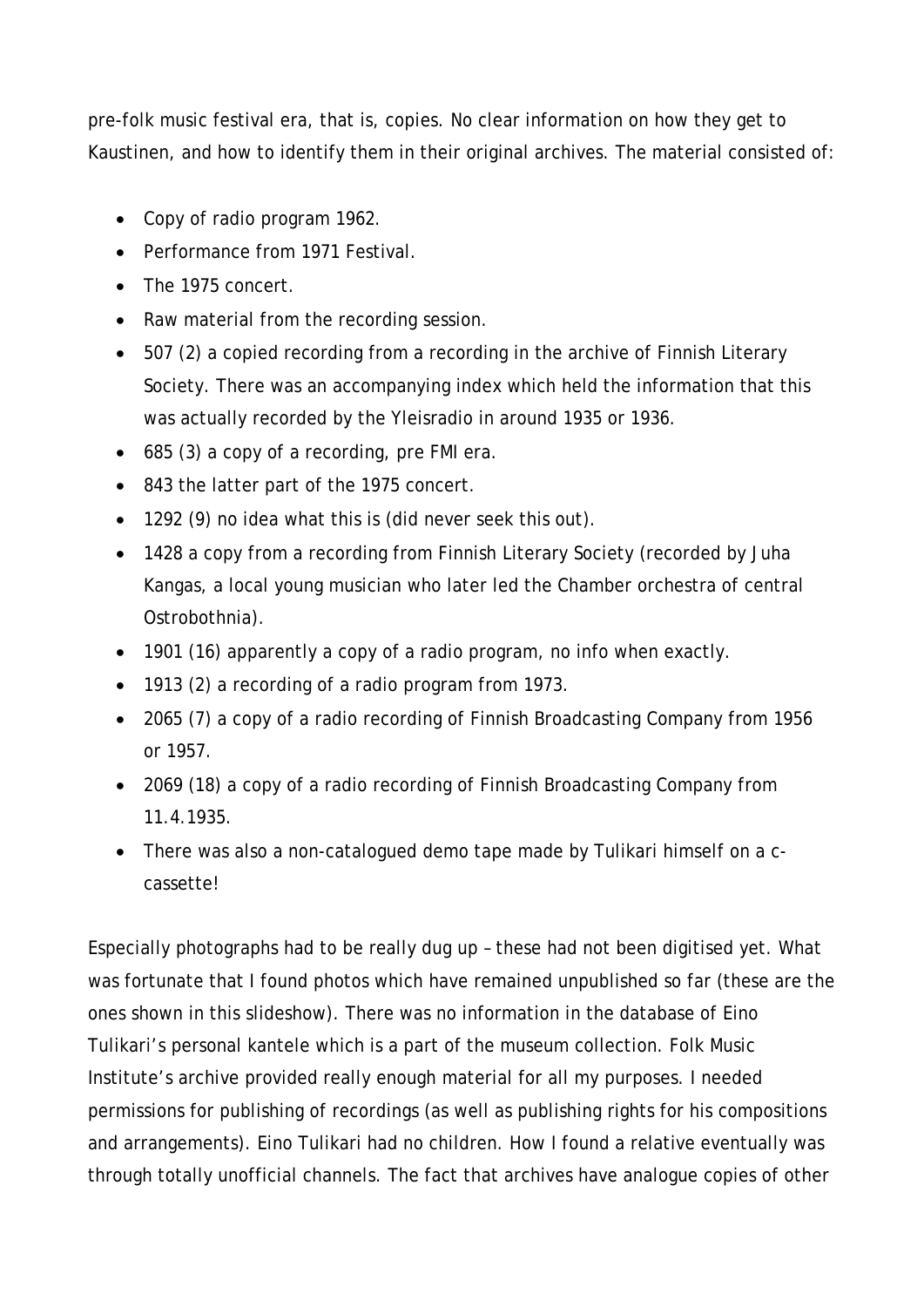pre-folk music festival era, that is, copies. No clear information on how they get to Kaustinen, and how to identify them in their original archives. The material consisted of:

- Copy of radio program 1962.
- Performance from 1971 Festival.
- The 1975 concert.
- Raw material from the recording session.
- 507 (2) a copied recording from a recording in the archive of Finnish Literary Society. There was an accompanying index which held the information that this was actually recorded by the Yleisradio in around 1935 or 1936.
- 685 (3) a copy of a recording, pre FMI era.
- 843 the latter part of the 1975 concert.
- 1292 (9) no idea what this is (did never seek this out).
- 1428 a copy from a recording from Finnish Literary Society (recorded by Juha Kangas, a local young musician who later led the Chamber orchestra of central Ostrobothnia).
- 1901 (16) apparently a copy of a radio program, no info when exactly.
- 1913 (2) a recording of a radio program from 1973.
- 2065 (7) a copy of a radio recording of Finnish Broadcasting Company from 1956 or 1957.
- 2069 (18) a copy of a radio recording of Finnish Broadcasting Company from 11.4.1935.
- There was also a non-catalogued demo tape made by Tulikari himself on a c-cassette!

Especially photographs had to be really dug up – these had not been digitised yet. What was fortunate that I found photos which have remained unpublished so far (these are the ones shown in this slideshow). There was no information in the database of Eino Tulikari's personal kantele which is a part of the museum collection. Folk Music Institute's archive provided really enough material for all my purposes. I needed permissions for publishing of recordings (as well as publishing rights for his compositions and arrangements). Eino Tulikari had no children. How I found a relative eventually was through totally unofficial channels. The fact that archives have analogue copies of other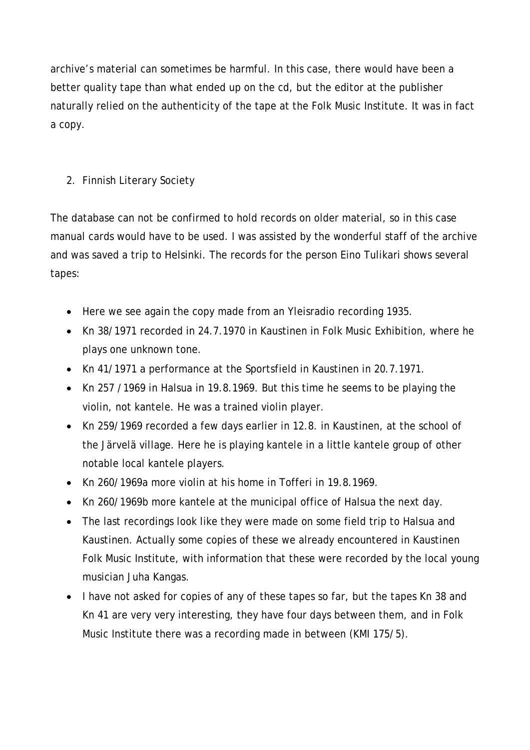archive's material can sometimes be harmful. In this case, there would have been a better quality tape than what ended up on the cd, but the editor at the publisher naturally relied on the authenticity of the tape at the Folk Music Institute. It was in fact a copy.

2. Finnish Literary Society

The database can not be confirmed to hold records on older material, so in this case manual cards would have to be used. I was assisted by the wonderful staff of the archive and was saved a trip to Helsinki. The records for the person Eino Tulikari shows several tapes:

- Here we see again the copy made from an Yleisradio recording 1935.
- Kn 38/1971 recorded in 24.7.1970 in Kaustinen in Folk Music Exhibition, where he plays one unknown tone.
- Kn 41/1971 a performance at the Sportsfield in Kaustinen in 20.7.1971.
- Kn 257 /1969 in Halsua in 19.8.1969. But this time he seems to be playing the violin, not kantele. He was a trained violin player.
- Kn 259/1969 recorded a few days earlier in 12.8. in Kaustinen, at the school of the Järvelä village. Here he is playing kantele in a little kantele group of other notable local kantele players.
- Kn 260/1969a more violin at his home in Tofferi in 19.8.1969.
- Kn 260/1969b more kantele at the municipal office of Halsua the next day.
- The last recordings look like they were made on some field trip to Halsua and Kaustinen. Actually some copies of these we already encountered in Kaustinen Folk Music Institute, with information that these were recorded by the local young musician Juha Kangas.
- I have not asked for copies of any of these tapes so far, but the tapes Kn 38 and Kn 41 are very very interesting, they have four days between them, and in Folk Music Institute there was a recording made in between (KMI 175/5).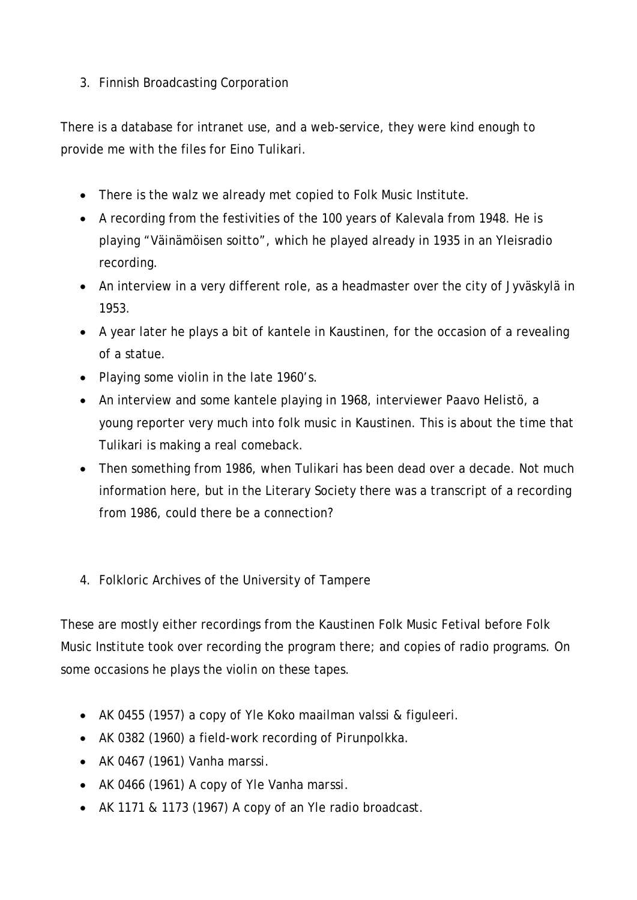3. Finnish Broadcasting Corporation

There is a database for intranet use, and a web-service, they were kind enough to provide me with the files for Eino Tulikari.

- There is the walz we already met copied to Folk Music Institute.
- A recording from the festivities of the 100 years of Kalevala from 1948. He is playing "Väinämöisen soitto", which he played already in 1935 in an Yleisradio recording.
- An interview in a very different role, as a headmaster over the city of Jyväskylä in 1953.
- A year later he plays a bit of kantele in Kaustinen, for the occasion of a revealing of a statue.
- Playing some violin in the late 1960's.
- An interview and some kantele playing in 1968, interviewer Paavo Helistö, a young reporter very much into folk music in Kaustinen. This is about the time that Tulikari is making a real comeback.
- Then something from 1986, when Tulikari has been dead over a decade. Not much information here, but in the Literary Society there was a transcript of a recording from 1986, could there be a connection?

4. Folkloric Archives of the University of Tampere

These are mostly either recordings from the Kaustinen Folk Music Fetival before Folk Music Institute took over recording the program there; and copies of radio programs. On some occasions he plays the violin on these tapes.

- AK 0455 (1957) a copy of Yle Koko maailman valssi & figuleeri.
- AK 0382 (1960) a field-work recording of Pirunpolkka.
- AK 0467 (1961) Vanha marssi.
- AK 0466 (1961) A copy of Yle Vanha marssi.
- AK 1171 & 1173 (1967) A copy of an Yle radio broadcast.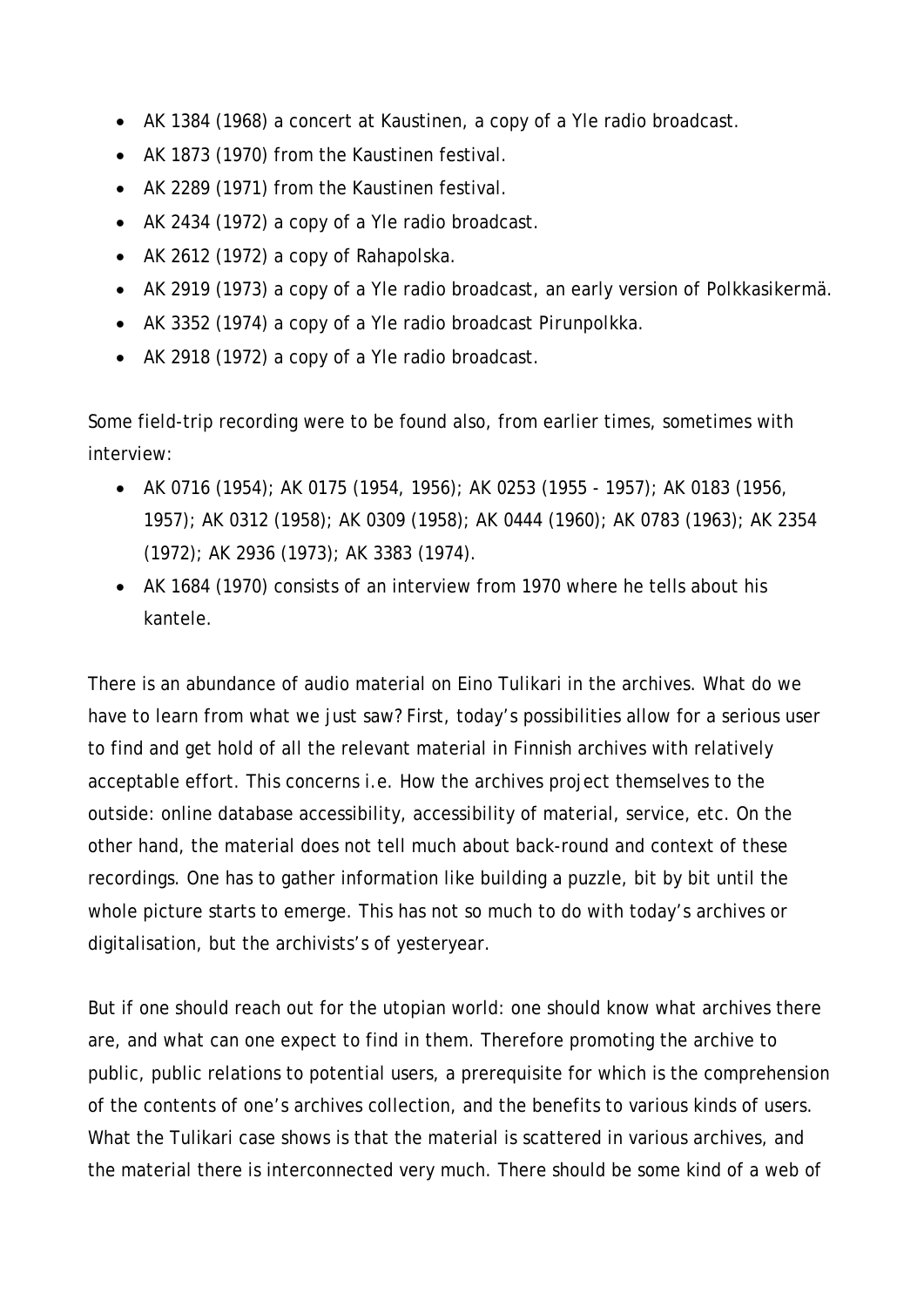- AK 1384 (1968) a concert at Kaustinen, a copy of a Yle radio broadcast.
- AK 1873 (1970) from the Kaustinen festival.
- AK 2289 (1971) from the Kaustinen festival.
- AK 2434 (1972) a copy of a Yle radio broadcast.
- AK 2612 (1972) a copy of Rahapolska.
- AK 2919 (1973) a copy of a Yle radio broadcast, an early version of Polkkasikermä.
- AK 3352 (1974) a copy of a Yle radio broadcast Pirunpolkka.
- AK 2918 (1972) a copy of a Yle radio broadcast.

Some field-trip recording were to be found also, from earlier times, sometimes with interview:

- AK 0716 (1954); AK 0175 (1954, 1956); AK 0253 (1955 - 1957); AK 0183 (1956, 1957); AK 0312 (1958); AK 0309 (1958); AK 0444 (1960); AK 0783 (1963); AK 2354 (1972); AK 2936 (1973); AK 3383 (1974).
- AK 1684 (1970) consists of an interview from 1970 where he tells about his kantele.

There is an abundance of audio material on Eino Tulikari in the archives. What do we have to learn from what we just saw? First, today's possibilities allow for a serious user to find and get hold of all the relevant material in Finnish archives with relatively acceptable effort. This concerns i.e. How the archives project themselves to the outside: online database accessibility, accessibility of material, service, etc. On the other hand, the material does not tell much about back-round and context of these recordings. One has to gather information like building a puzzle, bit by bit until the whole picture starts to emerge. This has not so much to do with today's archives or digitalisation, but the archivists's of yesteryear.

But if one should reach out for the utopian world: one should know what archives there are, and what can one expect to find in them. Therefore promoting the archive to public, public relations to potential users, a prerequisite for which is the comprehension of the contents of one's archives collection, and the benefits to various kinds of users. What the Tulikari case shows is that the material is scattered in various archives, and the material there is interconnected very much. There should be some kind of a web of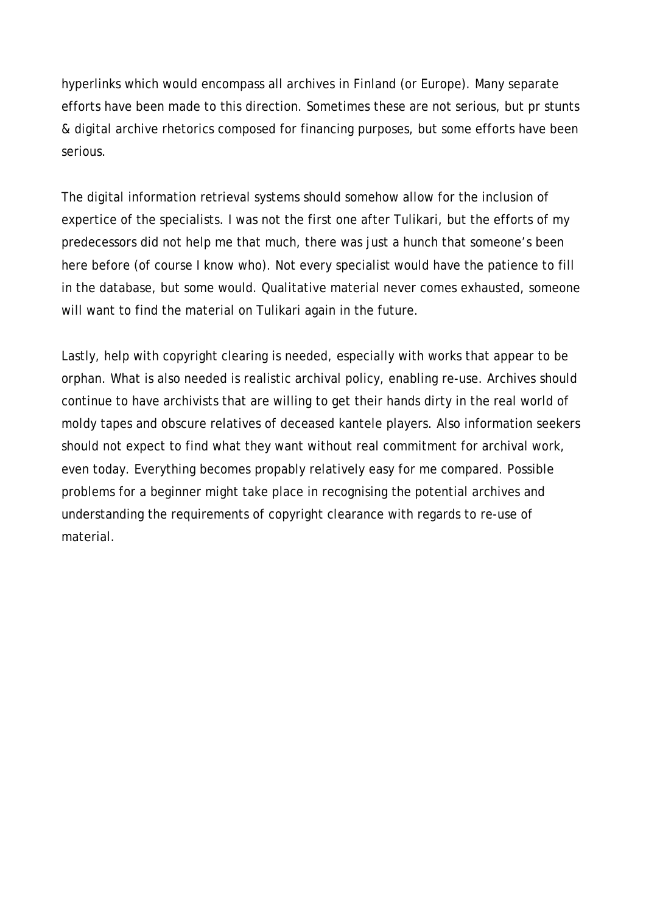hyperlinks which would encompass all archives in Finland (or Europe). Many separate efforts have been made to this direction. Sometimes these are not serious, but pr stunts & digital archive rhetorics composed for financing purposes, but some efforts have been serious.

The digital information retrieval systems should somehow allow for the inclusion of expertice of the specialists. I was not the first one after Tulikari, but the efforts of my predecessors did not help me that much, there was just a hunch that someone's been here before (of course I know who). Not every specialist would have the patience to fill in the database, but some would. Qualitative material never comes exhausted, someone will want to find the material on Tulikari again in the future.

Lastly, help with copyright clearing is needed, especially with works that appear to be orphan. What is also needed is realistic archival policy, enabling re-use. Archives should continue to have archivists that are willing to get their hands dirty in the real world of moldy tapes and obscure relatives of deceased kantele players. Also information seekers should not expect to find what they want without real commitment for archival work, even today. Everything becomes propably relatively easy for me compared. Possible problems for a beginner might take place in recognising the potential archives and understanding the requirements of copyright clearance with regards to re-use of material.